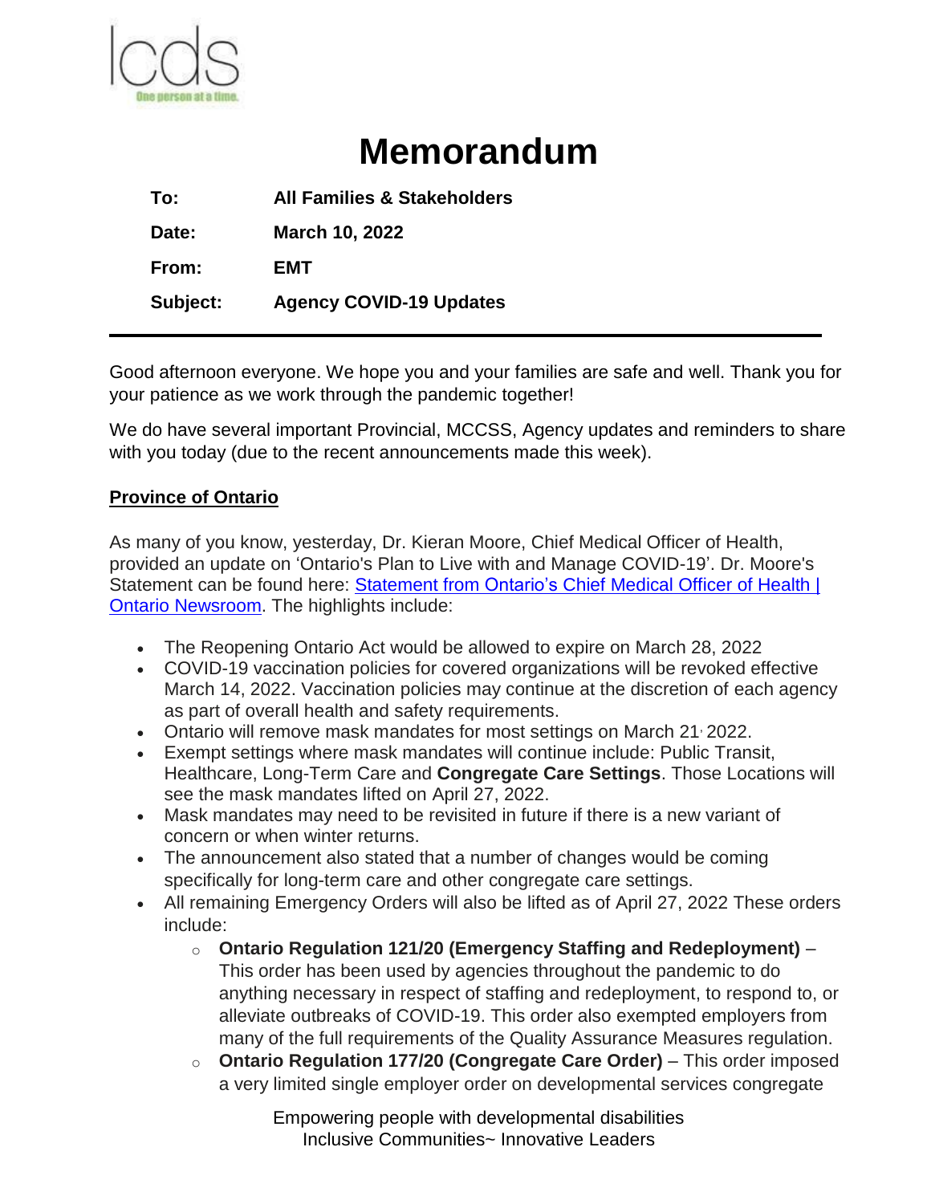# Memorandum

| | |
|---|---|
| **To:** | **All Families & Stakeholders** |
| **Date:** | **March 10, 2022** |
| **From:** | **EMT** |
| **Subject:** | **Agency COVID-19 Updates** |

Good afternoon everyone. We hope you and your families are safe and well. Thank you for your patience as we work through the pandemic together!

We do have several important Provincial, MCCSS, Agency updates and reminders to share with you today (due to the recent announcements made this week).

## Province of Ontario

As many of you know, yesterday, Dr. Kieran Moore, Chief Medical Officer of Health, provided an update on 'Ontario's Plan to Live with and Manage COVID-19'. Dr. Moore's Statement can be found here: Statement from Ontario's Chief Medical Officer of Health | Ontario Newsroom. The highlights include:

- The Reopening Ontario Act would be allowed to expire on March 28, 2022
- COVID-19 vaccination policies for covered organizations will be revoked effective March 14, 2022. Vaccination policies may continue at the discretion of each agency as part of overall health and safety requirements.
- Ontario will remove mask mandates for most settings on March 21, 2022.
- Exempt settings where mask mandates will continue include: Public Transit, Healthcare, Long-Term Care and **Congregate Care Settings**. Those Locations will see the mask mandates lifted on April 27, 2022.
- Mask mandates may need to be revisited in future if there is a new variant of concern or when winter returns.
- The announcement also stated that a number of changes would be coming specifically for long-term care and other congregate care settings.
- All remaining Emergency Orders will also be lifted as of April 27, 2022 These orders include:
    - **Ontario Regulation 121/20 (Emergency Staffing and Redeployment)** – This order has been used by agencies throughout the pandemic to do anything necessary in respect of staffing and redeployment, to respond to, or alleviate outbreaks of COVID-19. This order also exempted employers from many of the full requirements of the Quality Assurance Measures regulation.
    - **Ontario Regulation 177/20 (Congregate Care Order)** – This order imposed a very limited single employer order on developmental services congregate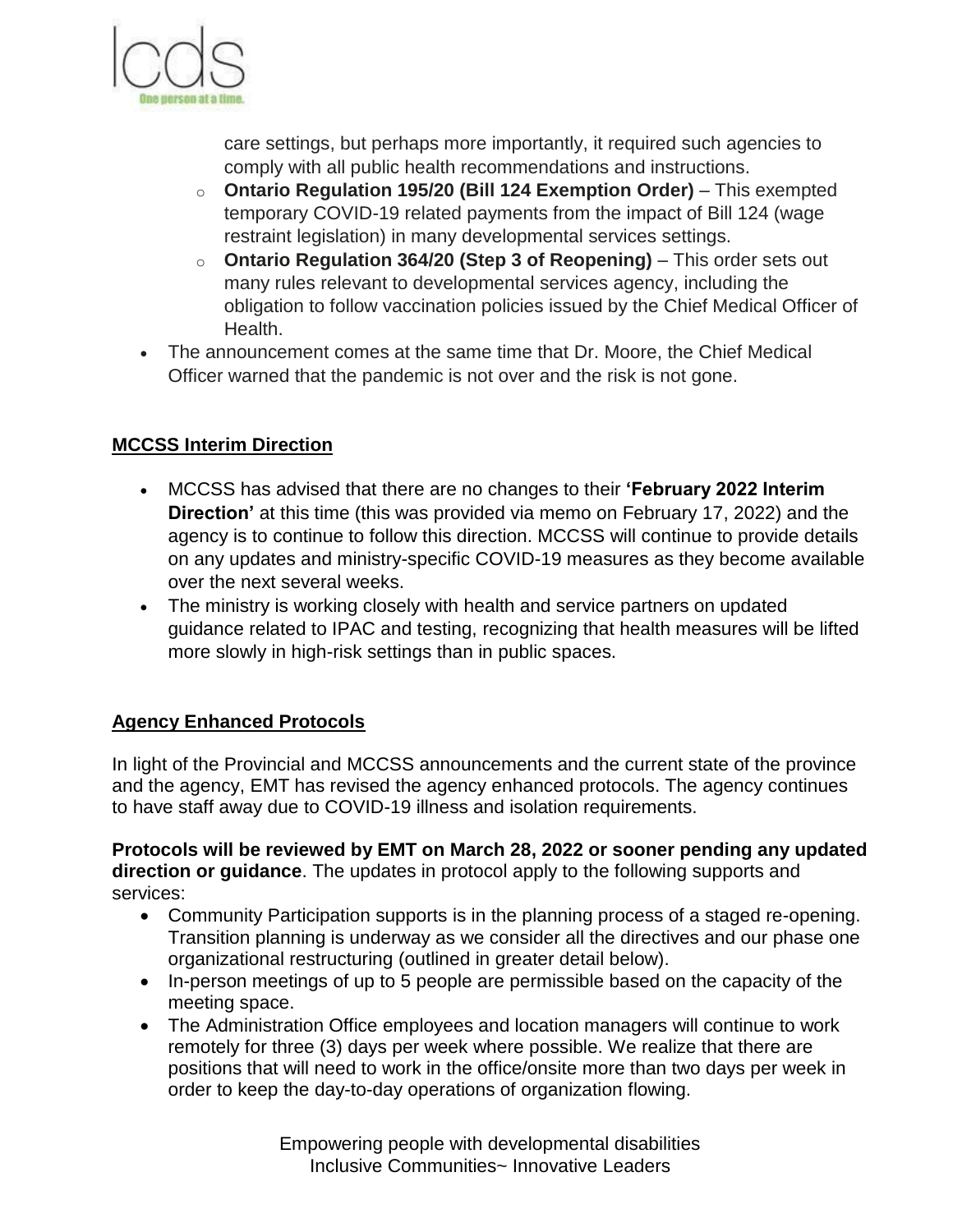care settings, but perhaps more importantly, it required such agencies to comply with all public health recommendations and instructions.

  - **Ontario Regulation 195/20 (Bill 124 Exemption Order)** – This exempted temporary COVID-19 related payments from the impact of Bill 124 (wage restraint legislation) in many developmental services settings.
  - **Ontario Regulation 364/20 (Step 3 of Reopening)** – This order sets out many rules relevant to developmental services agency, including the obligation to follow vaccination policies issued by the Chief Medical Officer of Health.
- The announcement comes at the same time that Dr. Moore, the Chief Medical Officer warned that the pandemic is not over and the risk is not gone.

## MCCSS Interim Direction

- MCCSS has advised that there are no changes to their **'February 2022 Interim Direction'** at this time (this was provided via memo on February 17, 2022) and the agency is to continue to follow this direction. MCCSS will continue to provide details on any updates and ministry-specific COVID-19 measures as they become available over the next several weeks.
- The ministry is working closely with health and service partners on updated guidance related to IPAC and testing, recognizing that health measures will be lifted more slowly in high-risk settings than in public spaces.

## Agency Enhanced Protocols

In light of the Provincial and MCCSS announcements and the current state of the province and the agency, EMT has revised the agency enhanced protocols. The agency continues to have staff away due to COVID-19 illness and isolation requirements.

**Protocols will be reviewed by EMT on March 28, 2022 or sooner pending any updated direction or guidance**. The updates in protocol apply to the following supports and services:

- Community Participation supports is in the planning process of a staged re-opening. Transition planning is underway as we consider all the directives and our phase one organizational restructuring (outlined in greater detail below).
- In-person meetings of up to 5 people are permissible based on the capacity of the meeting space.
- The Administration Office employees and location managers will continue to work remotely for three (3) days per week where possible. We realize that there are positions that will need to work in the office/onsite more than two days per week in order to keep the day-to-day operations of organization flowing.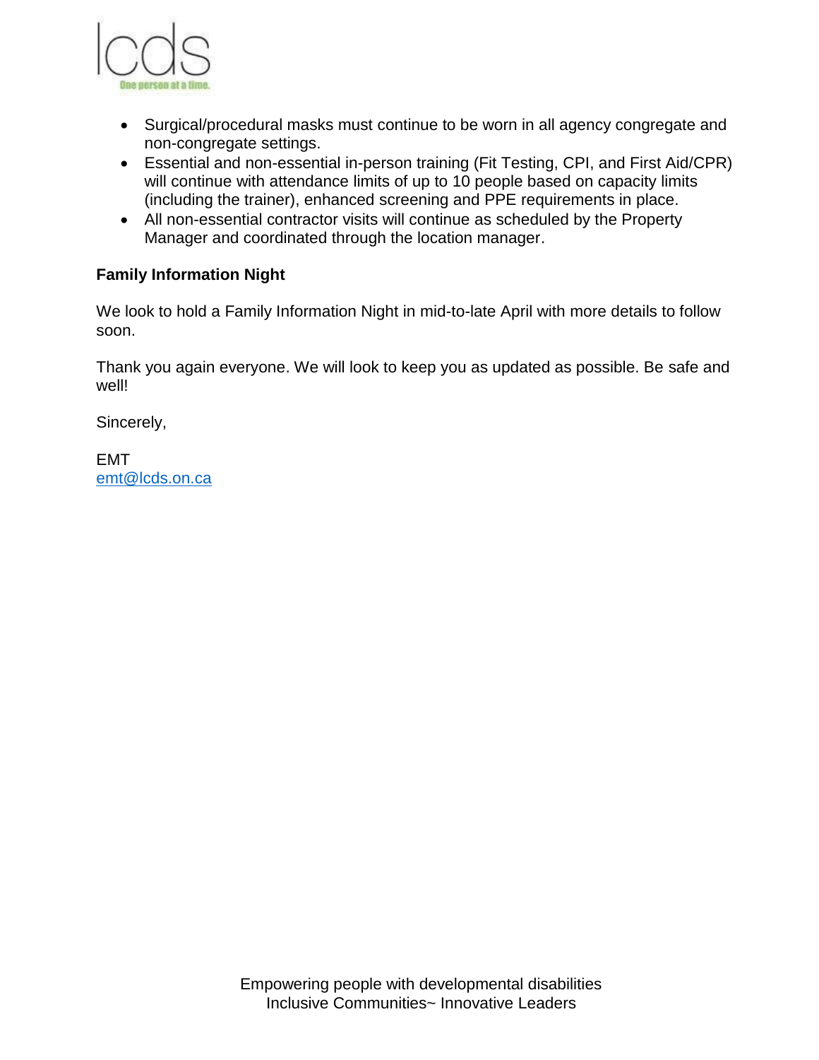- Surgical/procedural masks must continue to be worn in all agency congregate and non-congregate settings.
- Essential and non-essential in-person training (Fit Testing, CPI, and First Aid/CPR) will continue with attendance limits of up to 10 people based on capacity limits (including the trainer), enhanced screening and PPE requirements in place.
- All non-essential contractor visits will continue as scheduled by the Property Manager and coordinated through the location manager.

**Family Information Night**

We look to hold a Family Information Night in mid-to-late April with more details to follow soon.

Thank you again everyone. We will look to keep you as updated as possible. Be safe and well!

Sincerely,

EMT
emt@lcds.on.ca